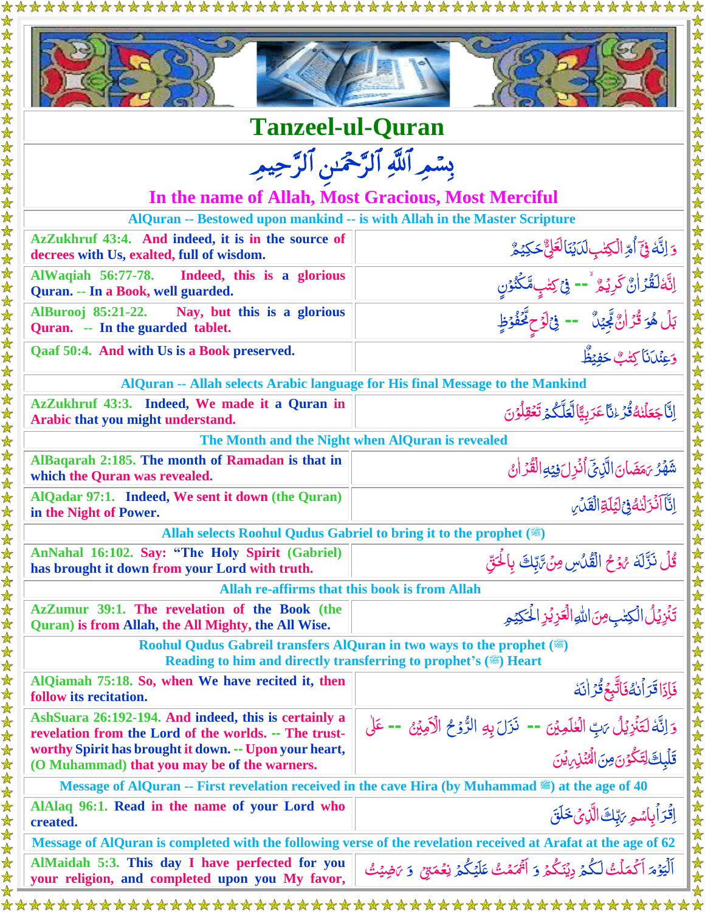# Tanzeel-ul-Quran

بِسۡمِ ٱللَّهِ ٱلرَّحۡمَٰنِ ٱلرَّحِيمِ

**In the name of Allah, Most Gracious, Most Merciful**

| | |
|---|---|
| **AlQuran -- Bestowed upon mankind -- is with Allah in the Master Scripture** | |
| **AzZukhruf 43:4. And indeed, it is in the source of decrees with Us, exalted, full of wisdom.** | وَ اِنَّهٗ فِيۡۤ اُمِّ الۡكِتٰبِ لَدَيۡنَا لَعَلِىٌّ حَكِيۡمٌ |
| **AlWaqiah 56:77-78. Indeed, this is a glorious Quran. -- In a Book, well guarded.** | اِنَّهٗ لَقُرۡاٰنٌ كَرِيۡمٌ -- فِىۡ كِتٰبٍ مَّكۡنُوۡنٍ |
| **AlBurooj 85:21-22. Nay, but this is a glorious Quran. -- In the guarded tablet.** | بَلۡ هُوَ قُرۡاٰنٌ مَّجِيۡدٌ -- فِىۡ لَوۡحٍ مَّحۡفُوۡظٍ |
| **Qaaf 50:4. And with Us is a Book preserved.** | وَعِنۡدَنَا كِتٰبٌ حَفِيۡظٌ |
| **AlQuran -- Allah selects Arabic language for His final Message to the Mankind** | |
| **AzZukhruf 43:3. Indeed, We made it a Quran in Arabic that you might understand.** | اِنَّا جَعَلۡنٰهُ قُرۡءٰنًا عَرَبِيًّا لَّعَلَّكُمۡ تَعۡقِلُوۡنَ |
| **The Month and the Night when AlQuran is revealed** | |
| **AlBaqarah 2:185. The month of Ramadan is that in which the Quran was revealed.** | شَهۡرُ رَمَضَانَ الَّذِىۡٓ اُنۡزِلَ فِيۡهِ الۡقُرۡاٰنُ |
| **AlQadar 97:1. Indeed, We sent it down (the Quran) in the Night of Power.** | اِنَّاۤ اَنۡزَلۡنٰهُ فِىۡ لَيۡلَةِ الۡقَدۡرِ |
| **Allah selects Roohul Qudus Gabriel to bring it to the prophet (ﷺ)** | |
| **AnNahal 16:102. Say: "The Holy Spirit (Gabriel) has brought it down from your Lord with truth.** | قُلۡ نَزَّلَهٗ رُوۡحُ الۡقُدُسِ مِنۡ رَّبِّكَ بِالۡحَقِّ |
| **Allah re-affirms that this book is from Allah** | |
| **AzZumur 39:1. The revelation of the Book (the Quran) is from Allah, the All Mighty, the All Wise.** | تَنۡزِيۡلُ الۡكِتٰبِ مِنَ اللّٰهِ الۡعَزِيۡزِ الۡحَكِيۡمِ |
| **Roohul Qudus Gabreil transfers AlQuran in two ways to the prophet (ﷺ) Reading to him and directly transferring to prophet's (ﷺ) Heart** | |
| **AlQiamah 75:18. So, when We have recited it, then follow its recitation.** | فَاِذَا قَرَاۡنٰهُ فَاتَّبِعۡ قُرۡاٰنَهٗ |
| **AshSuara 26:192-194. And indeed, this is certainly a revelation from the Lord of the worlds. -- The trust-worthy Spirit has brought it down. -- Upon your heart, (O Muhammad) that you may be of the warners.** | وَ اِنَّهٗ لَتَنۡزِيۡلُ رَبِّ الۡعٰلَمِيۡنَ -- نَزَلَ بِهِ الرُّوۡحُ الۡاَمِيۡنُ -- عَلٰى قَلۡبِكَ لِتَكُوۡنَ مِنَ الۡمُنۡذِرِيۡنَ |
| **Message of AlQuran -- First revelation received in the cave Hira (by Muhammad ﷺ) at the age of 40** | |
| **AlAlaq 96:1. Read in the name of your Lord who created.** | اِقۡرَاۡ بِاسۡمِ رَبِّكَ الَّذِىۡ خَلَقَ |
| **Message of AlQuran is completed with the following verse of the revelation received at Arafat at the age of 62** | |
| **AlMaidah 5:3. This day I have perfected for you your religion, and completed upon you My favor,** | اَلۡيَوۡمَ اَكۡمَلۡتُ لَـكُمۡ دِيۡنَكُمۡ وَاَتۡمَمۡتُ عَلَيۡكُمۡ نِعۡمَتِىۡ وَرَضِيۡتُ |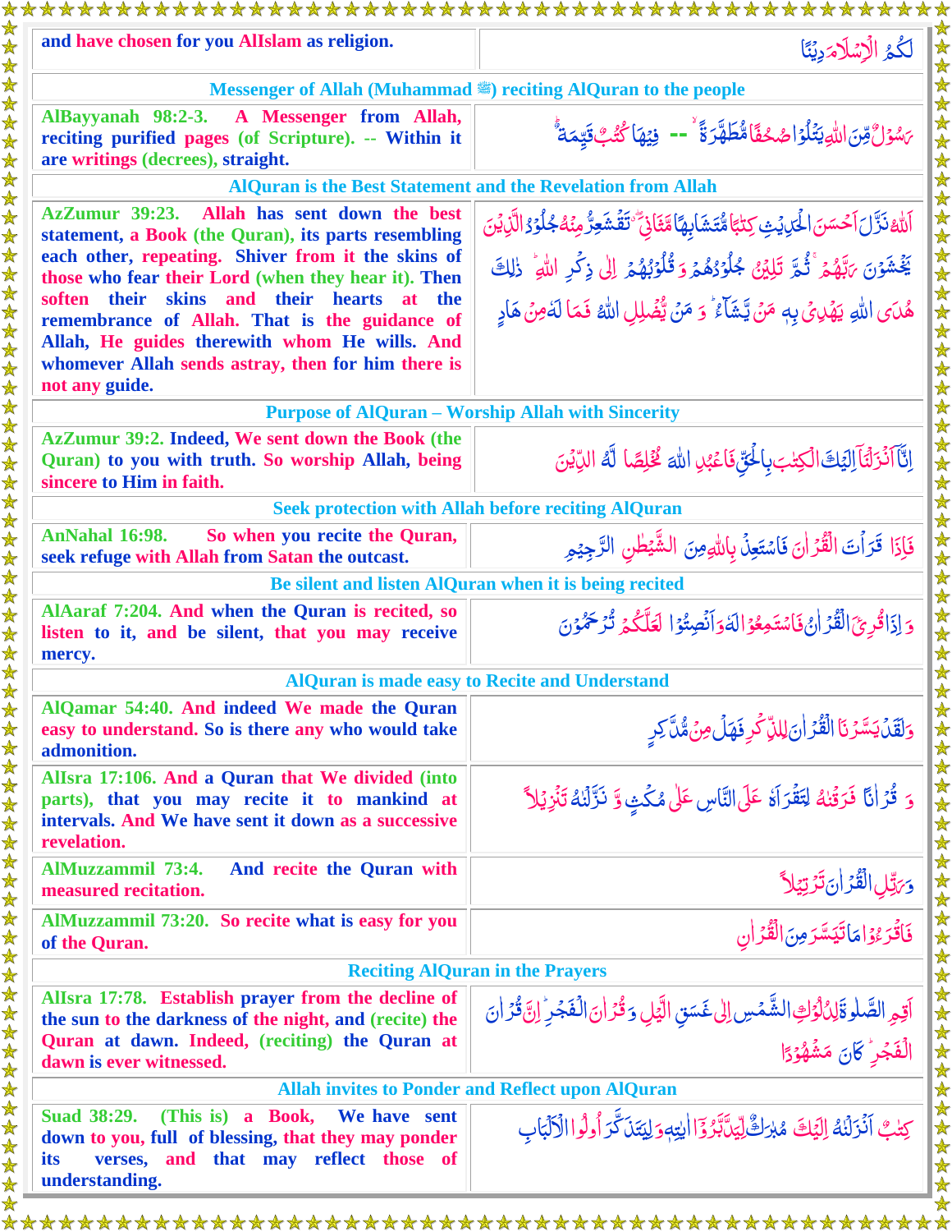| | |
|---|---|
| and have chosen for you AlIslam as religion. | لَكُمُ الْإِسْلَامَ دِينًا |

### Messenger of Allah (Muhammad ﷺ) reciting AlQuran to the people

| | |
|---|---|
| AlBayyanah 98:2-3. A Messenger from Allah, reciting purified pages (of Scripture). -- Within it are writings (decrees), straight. | رَسُولٌ مِّنَ اللَّهِ يَتْلُوا صُحُفًا مُّطَهَّرَةً -- فِيهَا كُتُبٌ قَيِّمَةٌ |

### AlQuran is the Best Statement and the Revelation from Allah

| | |
|---|---|
| AzZumur 39:23. Allah has sent down the best statement, a Book (the Quran), its parts resembling each other, repeating. Shiver from it the skins of those who fear their Lord (when they hear it). Then soften their skins and their hearts at the remembrance of Allah. That is the guidance of Allah, He guides therewith whom He wills. And whomever Allah sends astray, then for him there is not any guide. | اَللّٰهُ نَزَّلَ اَحْسَنَ الْحَدِيْثِ كِتٰبًا مُّتَشَابِهًا مَّثَانِيَ ۖ تَقْشَعِرُّ مِنْهُ جُلُوْدُ الَّذِيْنَ يَخْشَوْنَ رَبَّهُمْ ۚ ثُمَّ تَلِيْنُ جُلُوْدُهُمْ وَ قُلُوْبُهُمْ اِلٰى ذِكْرِ اللّٰهِ ۚ ذٰلِكَ هُدَى اللّٰهِ يَهْدِيْ بِهٖ مَنْ يَّشَآءُ ۚ وَ مَنْ يُّضْلِلِ اللّٰهُ فَمَا لَهٗ مِنْ هَادٍ |

### Purpose of AlQuran – Worship Allah with Sincerity

| | |
|---|---|
| AzZumur 39:2. Indeed, We sent down the Book (the Quran) to you with truth. So worship Allah, being sincere to Him in faith. | اِنَّاۤ اَنْزَلْنَاۤ اِلَيْكَ الْكِتٰبَ بِالْحَقِّ فَاعْبُدِ اللّٰهَ مُخْلِصًا لَّهُ الدِّيْنَ |

### Seek protection with Allah before reciting AlQuran

| | |
|---|---|
| AnNahal 16:98. So when you recite the Quran, seek refuge with Allah from Satan the outcast. | فَاِذَا قَرَاْتَ الْقُرْاٰنَ فَاسْتَعِذْ بِاللّٰهِ مِنَ الشَّيْطٰنِ الرَّجِيْمِ |

### Be silent and listen AlQuran when it is being recited

| | |
|---|---|
| AlAaraf 7:204. And when the Quran is recited, so listen to it, and be silent, that you may receive mercy. | وَ اِذَا قُرِئَ الْقُرْاٰنُ فَاسْتَمِعُوْا لَهٗ وَ اَنْصِتُوْا لَعَلَّكُمْ تُرْحَمُوْنَ |

### AlQuran is made easy to Recite and Understand

| | |
|---|---|
| AlQamar 54:40. And indeed We made the Quran easy to understand. So is there any who would take admonition. | وَلَقَدْ يَسَّرْنَا الْقُرْاٰنَ لِلذِّكْرِ فَهَلْ مِنْ مُّدَّكِرٍ |
| AlIsra 17:106. And a Quran that We divided (into parts), that you may recite it to mankind at intervals. And We have sent it down as a successive revelation. | وَ قُرْاٰنًا فَرَقْنٰهُ لِتَقْرَاَهٗ عَلَى النَّاسِ عَلٰى مُكْثٍ وَّ نَزَّلْنٰهُ تَنْزِيْلًا |
| AlMuzzammil 73:4. And recite the Quran with measured recitation. | وَرَتِّلِ الْقُرْاٰنَ تَرْتِيْلًا |
| AlMuzzammil 73:20. So recite what is easy for you of the Quran. | فَاقْرَءُوْا مَا تَيَسَّرَ مِنَ الْقُرْاٰنِ |

### Reciting AlQuran in the Prayers

| | |
|---|---|
| AlIsra 17:78. Establish prayer from the decline of the sun to the darkness of the night, and (recite) the Quran at dawn. Indeed, (reciting) the Quran at dawn is ever witnessed. | اَقِمِ الصَّلٰوةَ لِدُلُوْكِ الشَّمْسِ اِلٰى غَسَقِ الَّيْلِ وَ قُرْاٰنَ الْفَجْرِ ۚ اِنَّ قُرْاٰنَ الْفَجْرِ كَانَ مَشْهُوْدًا |

### Allah invites to Ponder and Reflect upon AlQuran

| | |
|---|---|
| Suad 38:29. (This is) a Book, We have sent down to you, full of blessing, that they may ponder its verses, and that may reflect those of understanding. | كِتٰبٌ اَنْزَلْنٰهُ اِلَيْكَ مُبٰرَكٌ لِّيَدَّبَّرُوْۤا اٰيٰتِهٖ وَلِيَتَذَكَّرَ اُولُوا الْاَلْبَابِ |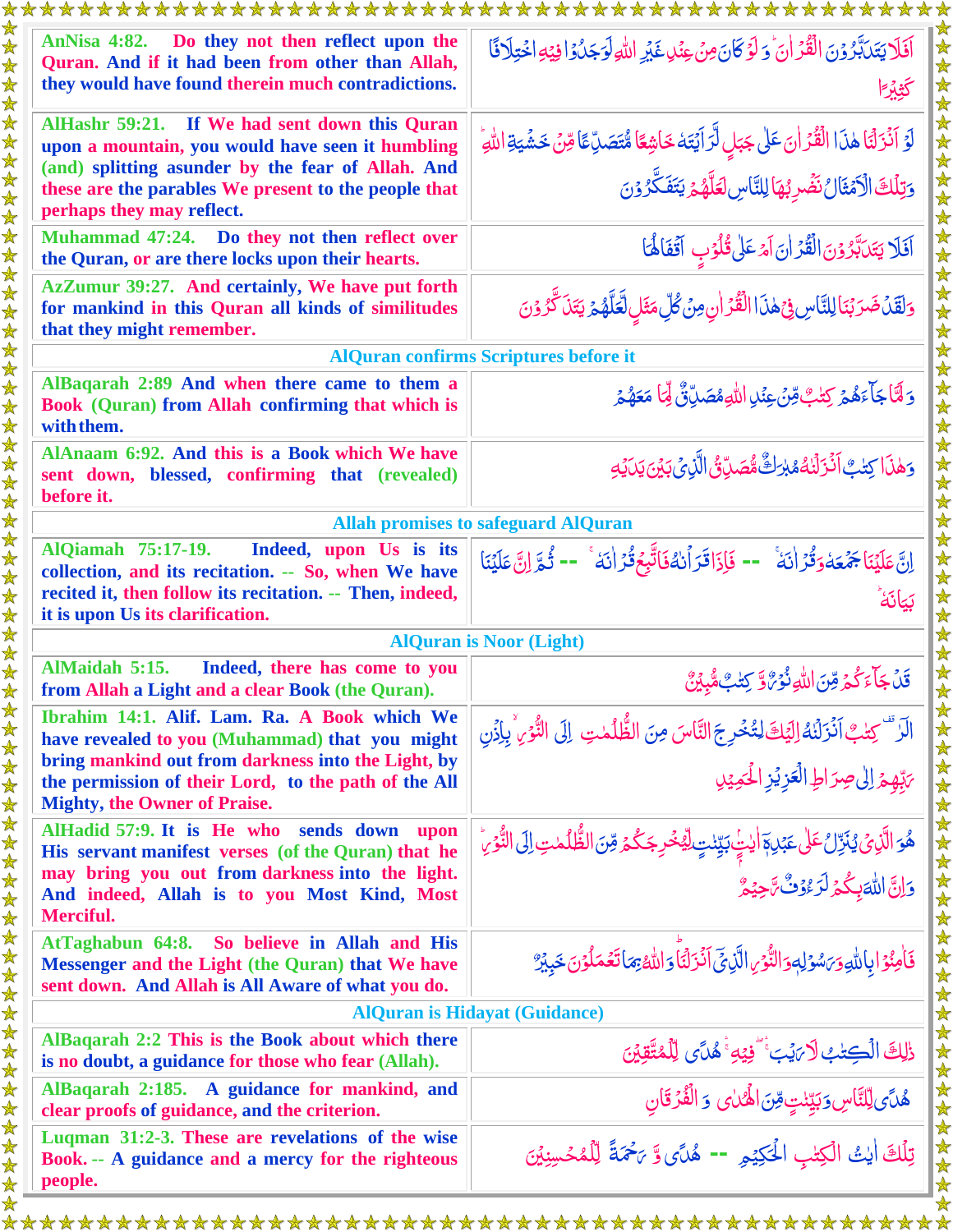| English | Arabic |
|---|---|
| AnNisa 4:82. Do they not then reflect upon the Quran. And if it had been from other than Allah, they would have found therein much contradictions. | اَفَلَا يَتَدَبَّرُوْنَ الْقُرْاٰنَ ؕ وَلَوْ كَانَ مِنْ عِنْدِ غَيْرِ اللّٰهِ لَوَجَدُوْا فِيْهِ اخْتِلَافًا كَثِيْرًا |
| AlHashr 59:21. If We had sent down this Quran upon a mountain, you would have seen it humbling (and) splitting asunder by the fear of Allah. And these are the parables We present to the people that perhaps they may reflect. | لَوْ اَنْزَلْنَا هٰذَا الْقُرْاٰنَ عَلٰى جَبَلٍ لَّرَاَيْتَهٗ خَاشِعًا مُّتَصَدِّعًا مِّنْ خَشْيَةِ اللّٰهِ ؕ وَتِلْكَ الْاَمْثَالُ نَضْرِبُهَا لِلنَّاسِ لَعَلَّهُمْ يَتَفَكَّرُوْنَ |
| Muhammad 47:24. Do they not then reflect over the Quran, or are there locks upon their hearts. | اَفَلَا يَتَدَبَّرُوْنَ الْقُرْاٰنَ اَمْ عَلٰى قُلُوْبٍ اَقْفَالُهَا |
| AzZumur 39:27. And certainly, We have put forth for mankind in this Quran all kinds of similitudes that they might remember. | وَلَقَدْ ضَرَبْنَا لِلنَّاسِ فِيْ هٰذَا الْقُرْاٰنِ مِنْ كُلِّ مَثَلٍ لَّعَلَّهُمْ يَتَذَكَّرُوْنَ |
| **AlQuran confirms Scriptures before it** | |
| AlBaqarah 2:89 And when there came to them a Book (Quran) from Allah confirming that which is with them. | وَلَمَّا جَآءَهُمْ كِتٰبٌ مِّنْ عِنْدِ اللّٰهِ مُصَدِّقٌ لِّمَا مَعَهُمْ |
| AlAnaam 6:92. And this is a Book which We have sent down, blessed, confirming that (revealed) before it. | وَهٰذَا كِتٰبٌ اَنْزَلْنٰهُ مُبٰرَكٌ مُّصَدِّقُ الَّذِيْ بَيْنَ يَدَيْهِ |
| **Allah promises to safeguard AlQuran** | |
| AlQiamah 75:17-19. Indeed, upon Us is its collection, and its recitation. -- So, when We have recited it, then follow its recitation. -- Then, indeed, it is upon Us its clarification. | اِنَّ عَلَيْنَا جَمْعَهٗ وَقُرْاٰنَهٗ -- فَاِذَا قَرَاْنٰهُ فَاتَّبِعْ قُرْاٰنَهٗ ۚ -- ثُمَّ اِنَّ عَلَيْنَا بَيَانَهٗ ؕ |
| **AlQuran is Noor (Light)** | |
| AlMaidah 5:15. Indeed, there has come to you from Allah a Light and a clear Book (the Quran). | قَدْ جَآءَكُمْ مِّنَ اللّٰهِ نُوْرٌ وَّكِتٰبٌ مُّبِيْنٌ |
| Ibrahim 14:1. Alif. Lam. Ra. A Book which We have revealed to you (Muhammad) that you might bring mankind out from darkness into the Light, by the permission of their Lord, to the path of the All Mighty, the Owner of Praise. | الٓرٰ ۟ كِتٰبٌ اَنْزَلْنٰهُ اِلَيْكَ لِتُخْرِجَ النَّاسَ مِنَ الظُّلُمٰتِ اِلَى النُّوْرِ ۙ بِاِذْنِ رَبِّهِمْ اِلٰى صِرَاطِ الْعَزِيْزِ الْحَمِيْدِ |
| AlHadid 57:9. It is He who sends down upon His servant manifest verses (of the Quran) that he may bring you out from darkness into the light. And indeed, Allah is to you Most Kind, Most Merciful. | هُوَ الَّذِيْ يُنَزِّلُ عَلٰى عَبْدِهٖۤ اٰيٰتٍۢ بَيِّنٰتٍ لِّيُخْرِجَكُمْ مِّنَ الظُّلُمٰتِ اِلَى النُّوْرِ ؕ وَاِنَّ اللّٰهَ بِكُمْ لَرَءُوْفٌ رَّحِيْمٌ |
| AtTaghabun 64:8. So believe in Allah and His Messenger and the Light (the Quran) that We have sent down. And Allah is All Aware of what you do. | فَاٰمِنُوْا بِاللّٰهِ وَرَسُوْلِهٖ وَالنُّوْرِ الَّذِيْۤ اَنْزَلْنَا ؕ وَاللّٰهُ بِمَا تَعْمَلُوْنَ خَبِيْرٌ |
| **AlQuran is Hidayat (Guidance)** | |
| AlBaqarah 2:2 This is the Book about which there is no doubt, a guidance for those who fear (Allah). | ذٰلِكَ الْكِتٰبُ لَا رَيْبَ ۛۚ فِيْهِ ۛۚ هُدًى لِّلْمُتَّقِيْنَ |
| AlBaqarah 2:185. A guidance for mankind, and clear proofs of guidance, and the criterion. | هُدًى لِّلنَّاسِ وَبَيِّنٰتٍ مِّنَ الْهُدٰى وَالْفُرْقَانِ |
| Luqman 31:2-3. These are revelations of the wise Book. -- A guidance and a mercy for the righteous people. | تِلْكَ اٰيٰتُ الْكِتٰبِ الْحَكِيْمِ -- هُدًى وَّرَحْمَةً لِّلْمُحْسِنِيْنَ |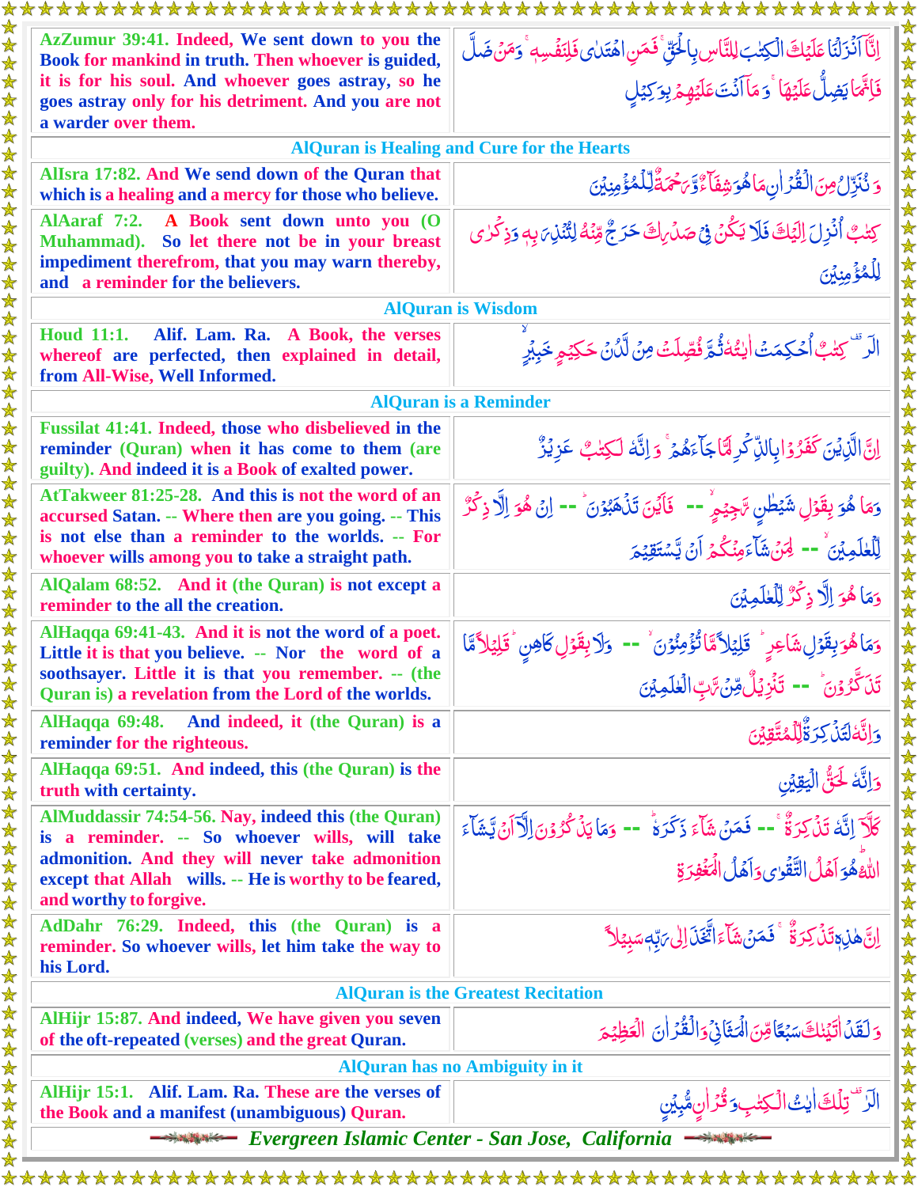| | |
|---|---|
| AzZumur 39:41. Indeed, We sent down to you the Book for mankind in truth. Then whoever is guided, it is for his soul. And whoever goes astray, so he goes astray only for his detriment. And you are not a warder over them. | إِنَّآ أَنزَلْنَا عَلَيْكَ ٱلْكِتَٰبَ لِلنَّاسِ بِٱلْحَقِّ ۖ فَمَنِ ٱهْتَدَىٰ فَلِنَفْسِهِۦ ۖ وَمَن ضَلَّ فَإِنَّمَا يَضِلُّ عَلَيْهَا ۖ وَمَآ أَنتَ عَلَيْهِم بِوَكِيلٍ |

## AlQuran is Healing and Cure for the Hearts

| | |
|---|---|
| AlIsra 17:82. And We send down of the Quran that which is a healing and a mercy for those who believe. | وَنُنَزِّلُ مِنَ ٱلْقُرْءَانِ مَا هُوَ شِفَآءٌ وَرَحْمَةٌ لِّلْمُؤْمِنِينَ |
| AlAaraf 7:2. A Book sent down unto you (O Muhammad). So let there not be in your breast impediment therefrom, that you may warn thereby, and a reminder for the believers. | كِتَٰبٌ أُنزِلَ إِلَيْكَ فَلَا يَكُن فِى صَدْرِكَ حَرَجٌ مِّنْهُ لِتُنذِرَ بِهِۦ وَذِكْرَىٰ لِلْمُؤْمِنِينَ |

## AlQuran is Wisdom

| | |
|---|---|
| Houd 11:1. Alif. Lam. Ra. A Book, the verses whereof are perfected, then explained in detail, from All-Wise, Well Informed. | الٓر ۚ كِتَٰبٌ أُحْكِمَتْ ءَايَٰتُهُۥ ثُمَّ فُصِّلَتْ مِن لَّدُنْ حَكِيمٍ خَبِيرٍ |

## AlQuran is a Reminder

| | |
|---|---|
| Fussilat 41:41. Indeed, those who disbelieved in the reminder (Quran) when it has come to them (are guilty). And indeed it is a Book of exalted power. | إِنَّ ٱلَّذِينَ كَفَرُوا۟ بِٱلذِّكْرِ لَمَّا جَآءَهُمْ ۖ وَإِنَّهُۥ لَكِتَٰبٌ عَزِيزٌ |
| AtTakweer 81:25-28. And this is not the word of an accursed Satan. -- Where then are you going. -- This is not else than a reminder to the worlds. -- For whoever wills among you to take a straight path. | وَمَا هُوَ بِقَوْلِ شَيْطَٰنٍ رَّجِيمٍ -- فَأَيْنَ تَذْهَبُونَ -- إِنْ هُوَ إِلَّا ذِكْرٌ لِّلْعَٰلَمِينَ -- لِمَن شَآءَ مِنكُمْ أَن يَسْتَقِيمَ |
| AlQalam 68:52. And it (the Quran) is not except a reminder to the all the creation. | وَمَا هُوَ إِلَّا ذِكْرٌ لِّلْعَٰلَمِينَ |
| AlHaqqa 69:41-43. And it is not the word of a poet. Little it is that you believe. -- Nor the word of a soothsayer. Little it is that you remember. -- (the Quran is) a revelation from the Lord of the worlds. | وَمَا هُوَ بِقَوْلِ شَاعِرٍ ۚ قَلِيلًا مَّا تُؤْمِنُونَ -- وَلَا بِقَوْلِ كَاهِنٍ ۚ قَلِيلًا مَّا تَذَكَّرُونَ -- تَنزِيلٌ مِّن رَّبِّ ٱلْعَٰلَمِينَ |
| AlHaqqa 69:48. And indeed, it (the Quran) is a reminder for the righteous. | وَإِنَّهُۥ لَتَذْكِرَةٌ لِّلْمُتَّقِينَ |
| AlHaqqa 69:51. And indeed, this (the Quran) is the truth with certainty. | وَإِنَّهُۥ لَحَقُّ ٱلْيَقِينِ |
| AlMuddassir 74:54-56. Nay, indeed this (the Quran) is a reminder. -- So whoever wills, will take admonition. And they will never take admonition except that Allah wills. -- He is worthy to be feared, and worthy to forgive. | كَلَّآ إِنَّهُۥ تَذْكِرَةٌ -- فَمَن شَآءَ ذَكَرَهُۥ -- وَمَا يَذْكُرُونَ إِلَّآ أَن يَشَآءَ ٱللَّهُ ۚ هُوَ أَهْلُ ٱلتَّقْوَىٰ وَأَهْلُ ٱلْمَغْفِرَةِ |
| AdDahr 76:29. Indeed, this (the Quran) is a reminder. So whoever wills, let him take the way to his Lord. | إِنَّ هَٰذِهِۦ تَذْكِرَةٌ ۖ فَمَن شَآءَ ٱتَّخَذَ إِلَىٰ رَبِّهِۦ سَبِيلًا |

## AlQuran is the Greatest Recitation

| | |
|---|---|
| AlHijr 15:87. And indeed, We have given you seven of the oft-repeated (verses) and the great Quran. | وَلَقَدْ ءَاتَيْنَٰكَ سَبْعًا مِّنَ ٱلْمَثَانِى وَٱلْقُرْءَانَ ٱلْعَظِيمَ |

## AlQuran has no Ambiguity in it

| | |
|---|---|
| AlHijr 15:1. Alif. Lam. Ra. These are the verses of the Book and a manifest (unambiguous) Quran. | الٓر ۚ تِلْكَ ءَايَٰتُ ٱلْكِتَٰبِ وَقُرْءَانٍ مُّبِينٍ |

*Evergreen Islamic Center - San Jose, California*